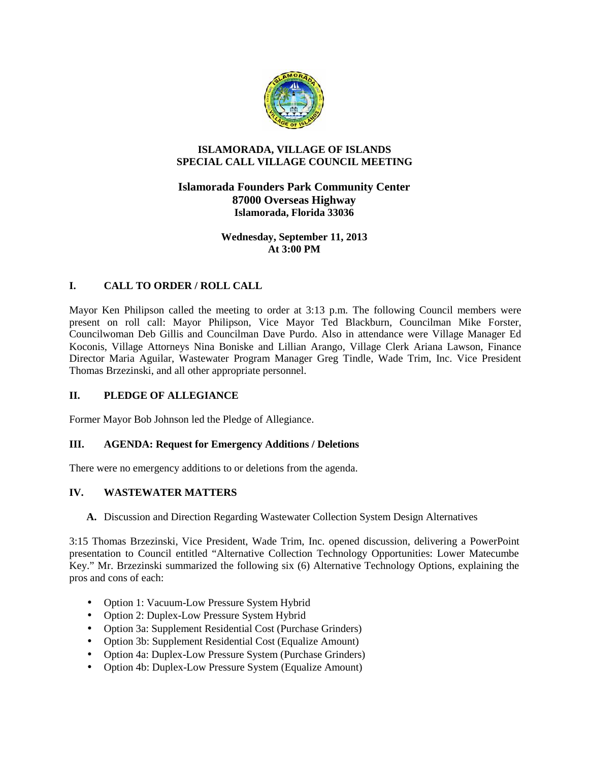# ISLAMORADA, VILLAGE OF ISLANDS
# SPECIAL CALL VILLAGE COUNCIL MEETING

**Islamorada Founders Park Community Center**
**87000 Overseas Highway**
**Islamorada, Florida 33036**

**Wednesday, September 11, 2013**
**At 3:00 PM**

## I. CALL TO ORDER / ROLL CALL

Mayor Ken Philipson called the meeting to order at 3:13 p.m. The following Council members were present on roll call: Mayor Philipson, Vice Mayor Ted Blackburn, Councilman Mike Forster, Councilwoman Deb Gillis and Councilman Dave Purdo. Also in attendance were Village Manager Ed Koconis, Village Attorneys Nina Boniske and Lillian Arango, Village Clerk Ariana Lawson, Finance Director Maria Aguilar, Wastewater Program Manager Greg Tindle, Wade Trim, Inc. Vice President Thomas Brzezinski, and all other appropriate personnel.

## II. PLEDGE OF ALLEGIANCE

Former Mayor Bob Johnson led the Pledge of Allegiance.

## III. AGENDA: Request for Emergency Additions / Deletions

There were no emergency additions to or deletions from the agenda.

## IV. WASTEWATER MATTERS

**A.** Discussion and Direction Regarding Wastewater Collection System Design Alternatives

3:15 Thomas Brzezinski, Vice President, Wade Trim, Inc. opened discussion, delivering a PowerPoint presentation to Council entitled "Alternative Collection Technology Opportunities: Lower Matecumbe Key." Mr. Brzezinski summarized the following six (6) Alternative Technology Options, explaining the pros and cons of each:

- Option 1: Vacuum-Low Pressure System Hybrid
- Option 2: Duplex-Low Pressure System Hybrid
- Option 3a: Supplement Residential Cost (Purchase Grinders)
- Option 3b: Supplement Residential Cost (Equalize Amount)
- Option 4a: Duplex-Low Pressure System (Purchase Grinders)
- Option 4b: Duplex-Low Pressure System (Equalize Amount)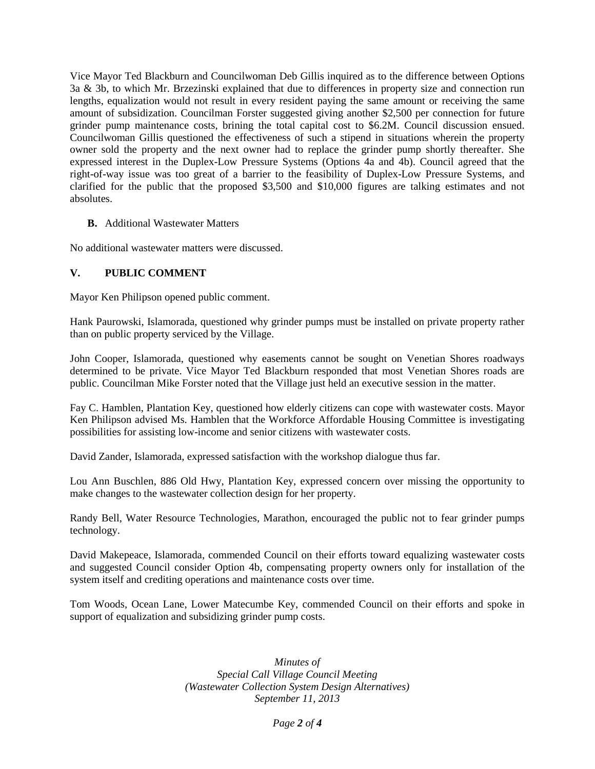Vice Mayor Ted Blackburn and Councilwoman Deb Gillis inquired as to the difference between Options 3a & 3b, to which Mr. Brzezinski explained that due to differences in property size and connection run lengths, equalization would not result in every resident paying the same amount or receiving the same amount of subsidization. Councilman Forster suggested giving another $2,500 per connection for future grinder pump maintenance costs, brining the total capital cost to $6.2M. Council discussion ensued. Councilwoman Gillis questioned the effectiveness of such a stipend in situations wherein the property owner sold the property and the next owner had to replace the grinder pump shortly thereafter. She expressed interest in the Duplex-Low Pressure Systems (Options 4a and 4b). Council agreed that the right-of-way issue was too great of a barrier to the feasibility of Duplex-Low Pressure Systems, and clarified for the public that the proposed $3,500 and $10,000 figures are talking estimates and not absolutes.

**B.** Additional Wastewater Matters

No additional wastewater matters were discussed.

## V. PUBLIC COMMENT

Mayor Ken Philipson opened public comment.

Hank Paurowski, Islamorada, questioned why grinder pumps must be installed on private property rather than on public property serviced by the Village.

John Cooper, Islamorada, questioned why easements cannot be sought on Venetian Shores roadways determined to be private. Vice Mayor Ted Blackburn responded that most Venetian Shores roads are public. Councilman Mike Forster noted that the Village just held an executive session in the matter.

Fay C. Hamblen, Plantation Key, questioned how elderly citizens can cope with wastewater costs. Mayor Ken Philipson advised Ms. Hamblen that the Workforce Affordable Housing Committee is investigating possibilities for assisting low-income and senior citizens with wastewater costs.

David Zander, Islamorada, expressed satisfaction with the workshop dialogue thus far.

Lou Ann Buschlen, 886 Old Hwy, Plantation Key, expressed concern over missing the opportunity to make changes to the wastewater collection design for her property.

Randy Bell, Water Resource Technologies, Marathon, encouraged the public not to fear grinder pumps technology.

David Makepeace, Islamorada, commended Council on their efforts toward equalizing wastewater costs and suggested Council consider Option 4b, compensating property owners only for installation of the system itself and crediting operations and maintenance costs over time.

Tom Woods, Ocean Lane, Lower Matecumbe Key, commended Council on their efforts and spoke in support of equalization and subsidizing grinder pump costs.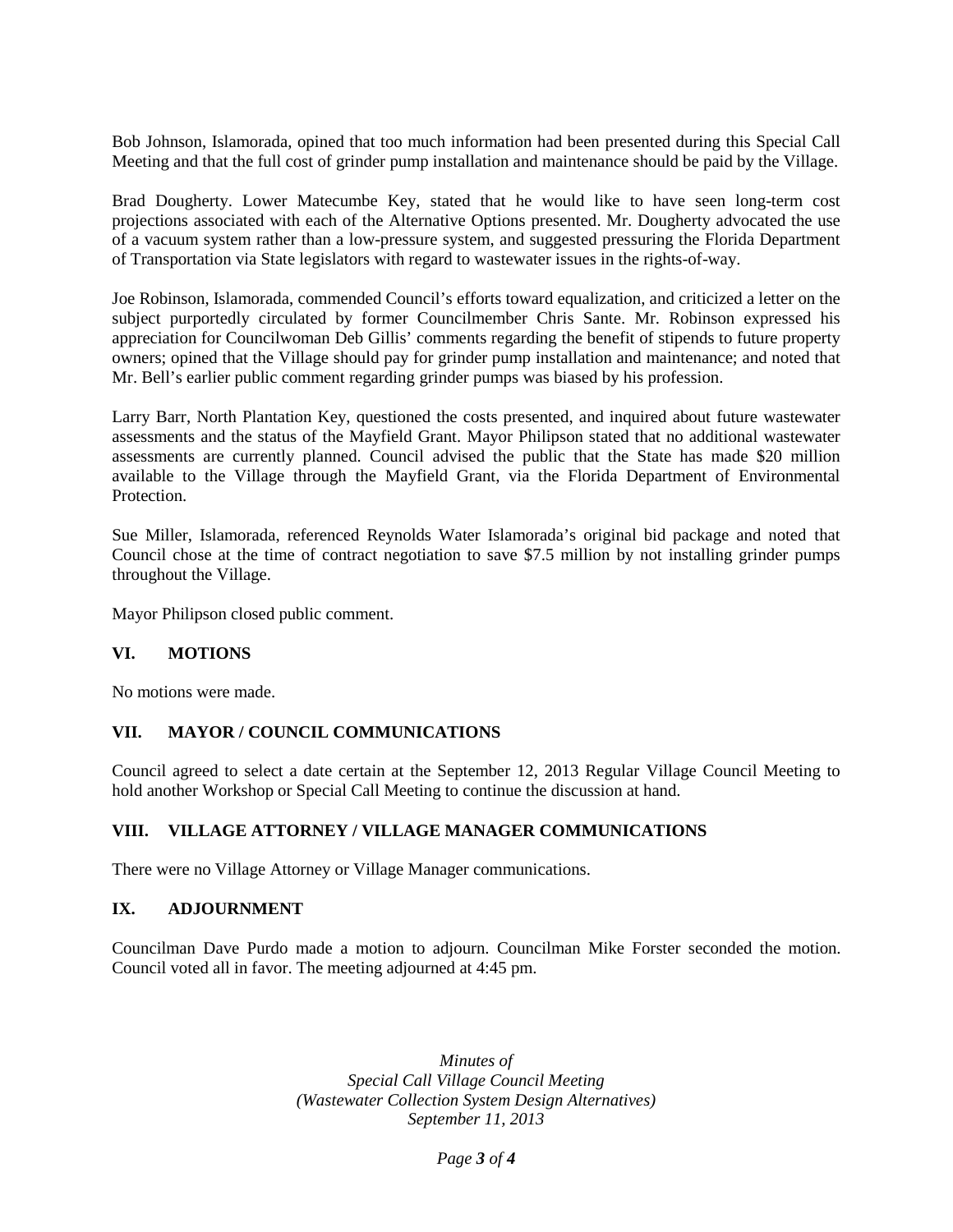Bob Johnson, Islamorada, opined that too much information had been presented during this Special Call Meeting and that the full cost of grinder pump installation and maintenance should be paid by the Village.

Brad Dougherty. Lower Matecumbe Key, stated that he would like to have seen long-term cost projections associated with each of the Alternative Options presented. Mr. Dougherty advocated the use of a vacuum system rather than a low-pressure system, and suggested pressuring the Florida Department of Transportation via State legislators with regard to wastewater issues in the rights-of-way.

Joe Robinson, Islamorada, commended Council's efforts toward equalization, and criticized a letter on the subject purportedly circulated by former Councilmember Chris Sante. Mr. Robinson expressed his appreciation for Councilwoman Deb Gillis' comments regarding the benefit of stipends to future property owners; opined that the Village should pay for grinder pump installation and maintenance; and noted that Mr. Bell's earlier public comment regarding grinder pumps was biased by his profession.

Larry Barr, North Plantation Key, questioned the costs presented, and inquired about future wastewater assessments and the status of the Mayfield Grant. Mayor Philipson stated that no additional wastewater assessments are currently planned. Council advised the public that the State has made $20 million available to the Village through the Mayfield Grant, via the Florida Department of Environmental Protection.

Sue Miller, Islamorada, referenced Reynolds Water Islamorada's original bid package and noted that Council chose at the time of contract negotiation to save $7.5 million by not installing grinder pumps throughout the Village.

Mayor Philipson closed public comment.

## VI. MOTIONS

No motions were made.

## VII. MAYOR / COUNCIL COMMUNICATIONS

Council agreed to select a date certain at the September 12, 2013 Regular Village Council Meeting to hold another Workshop or Special Call Meeting to continue the discussion at hand.

## VIII. VILLAGE ATTORNEY / VILLAGE MANAGER COMMUNICATIONS

There were no Village Attorney or Village Manager communications.

## IX. ADJOURNMENT

Councilman Dave Purdo made a motion to adjourn. Councilman Mike Forster seconded the motion. Council voted all in favor. The meeting adjourned at 4:45 pm.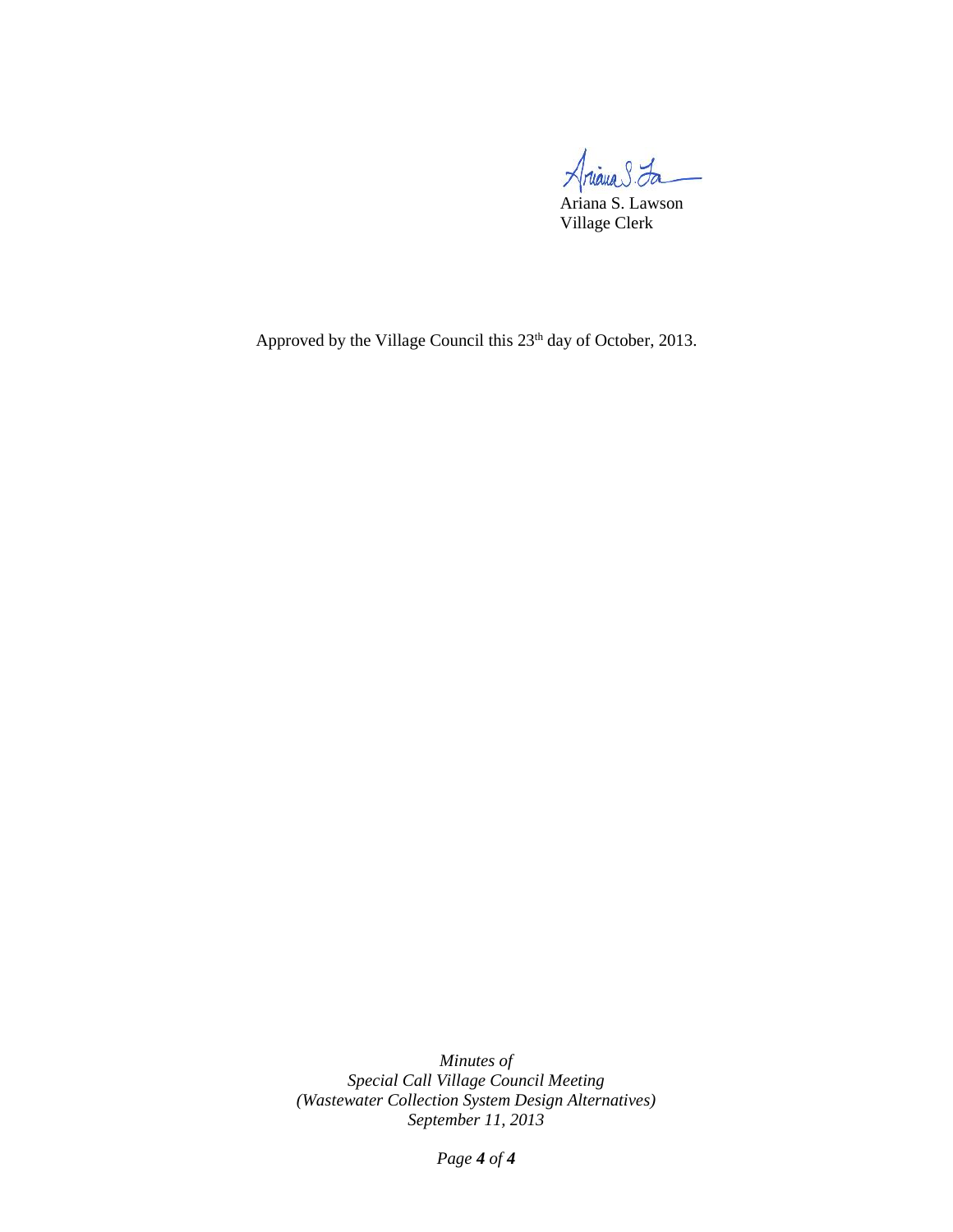Ariana S. Lawson
Village Clerk

Approved by the Village Council this 23th day of October, 2013.